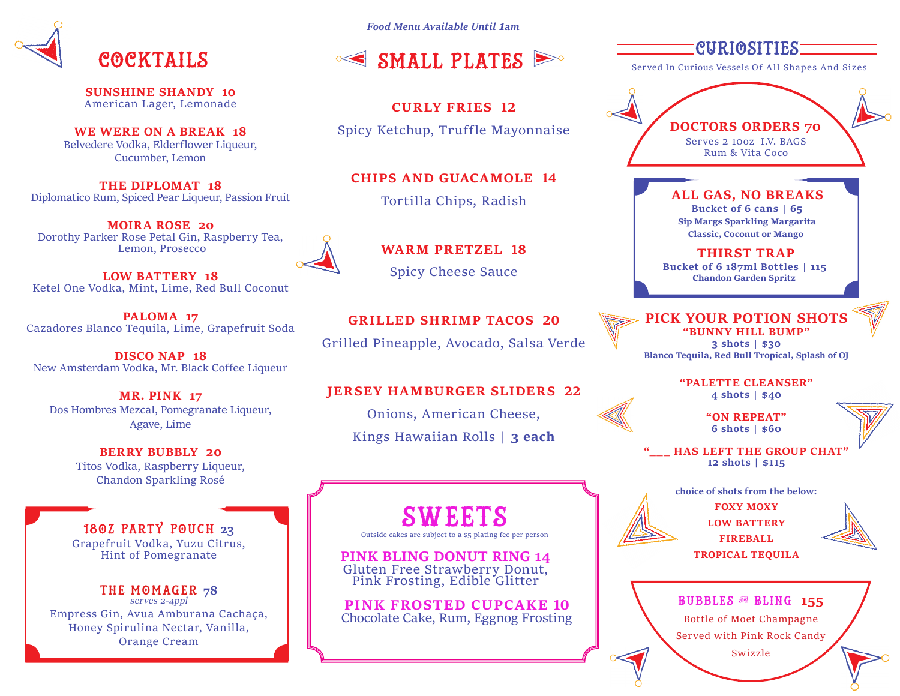*Food Menu Available Until 1am*

# COCKTAILS

**SUNSHINE SHANDY 10**
American Lager, Lemonade

**WE WERE ON A BREAK 18**
Belvedere Vodka, Elderflower Liqueur, Cucumber, Lemon

**THE DIPLOMAT 18**
Diplomatico Rum, Spiced Pear Liqueur, Passion Fruit

**MOIRA ROSE 20**
Dorothy Parker Rose Petal Gin, Raspberry Tea, Lemon, Prosecco

**LOW BATTERY 18**
Ketel One Vodka, Mint, Lime, Red Bull Coconut

**PALOMA 17**
Cazadores Blanco Tequila, Lime, Grapefruit Soda

**DISCO NAP 18**
New Amsterdam Vodka, Mr. Black Coffee Liqueur

**MR. PINK 17**
Dos Hombres Mezcal, Pomegranate Liqueur, Agave, Lime

**BERRY BUBBLY 20**
Titos Vodka, Raspberry Liqueur, Chandon Sparkling Rosé

**18OZ PARTY POUCH 23**
Grapefruit Vodka, Yuzu Citrus, Hint of Pomegranate

**THE MOMAGER 78**
*serves 2-4ppl*
Empress Gin, Avua Amburana Cachaça, Honey Spirulina Nectar, Vanilla, Orange Cream

# SMALL PLATES

**CURLY FRIES 12**
Spicy Ketchup, Truffle Mayonnaise

**CHIPS AND GUACAMOLE 14**
Tortilla Chips, Radish

**WARM PRETZEL 18**
Spicy Cheese Sauce

**GRILLED SHRIMP TACOS 20**
Grilled Pineapple, Avocado, Salsa Verde

**JERSEY HAMBURGER SLIDERS 22**
Onions, American Cheese, Kings Hawaiian Rolls | **3 each**

# SWEETS

Outside cakes are subject to a $5 plating fee per person

**PINK BLING DONUT RING 14**
Gluten Free Strawberry Donut, Pink Frosting, Edible Glitter

**PINK FROSTED CUPCAKE 10**
Chocolate Cake, Rum, Eggnog Frosting

# CURIOSITIES

Served In Curious Vessels Of All Shapes And Sizes

**DOCTORS ORDERS 70**
Serves 2 10oz I.V. BAGS
Rum & Vita Coco

**ALL GAS, NO BREAKS**
**Bucket of 6 cans | 65**
**Sip Margs Sparkling Margarita**
**Classic, Coconut or Mango**

**THIRST TRAP**
**Bucket of 6 187ml Bottles | 115**
**Chandon Garden Spritz**

**PICK YOUR POTION SHOTS**

**"BUNNY HILL BUMP"**
**3 shots | $30**
**Blanco Tequila, Red Bull Tropical, Splash of OJ**

**"PALETTE CLEANSER"**
**4 shots | $40**

**"ON REPEAT"**
**6 shots | $60**

**"___ HAS LEFT THE GROUP CHAT"**
**12 shots | $115**

**choice of shots from the below:**
- **FOXY MOXY**
- **LOW BATTERY**
- **FIREBALL**
- **TROPICAL TEQUILA**

**BUBBLES & BLING 155**
Bottle of Moet Champagne
Served with Pink Rock Candy Swizzle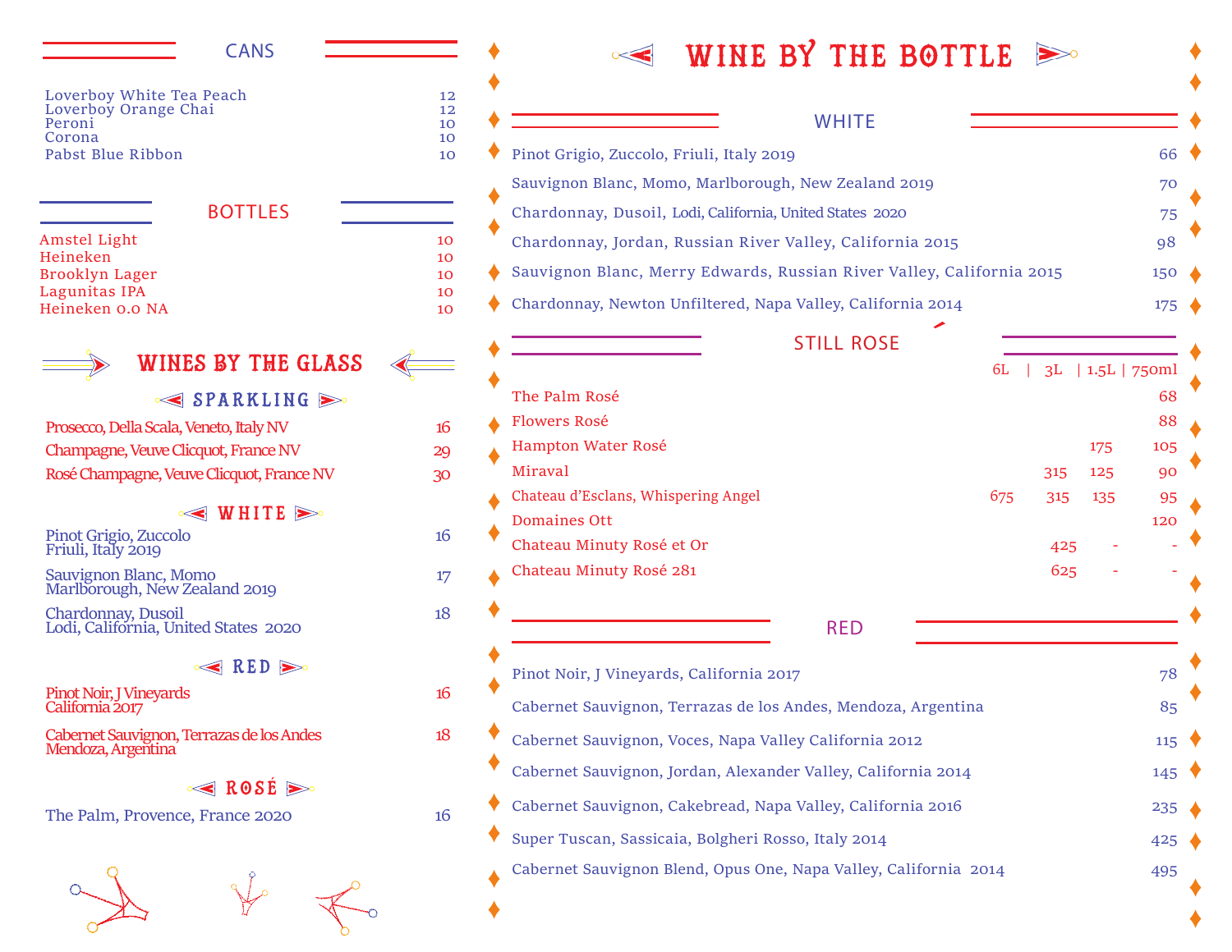## CANS

| Item | Price |
|---|---|
| Loverboy White Tea Peach | 12 |
| Loverboy Orange Chai | 12 |
| Peroni | 10 |
| Corona | 10 |
| Pabst Blue Ribbon | 10 |

## BOTTLES

| Item | Price |
|---|---|
| Amstel Light | 10 |
| Heineken | 10 |
| Brooklyn Lager | 10 |
| Lagunitas IPA | 10 |
| Heineken 0.0 NA | 10 |

## WINES BY THE GLASS

### SPARKLING

| Wine | Price |
|---|---|
| Prosecco, Della Scala, Veneto, Italy NV | 16 |
| Champagne, Veuve Clicquot, France NV | 29 |
| Rosé Champagne, Veuve Clicquot, France NV | 30 |

### WHITE

| Wine | Price |
|---|---|
| Pinot Grigio, Zuccolo Friuli, Italy 2019 | 16 |
| Sauvignon Blanc, Momo Marlborough, New Zealand 2019 | 17 |
| Chardonnay, Dusoil Lodi, California, United States 2020 | 18 |

### RED

| Wine | Price |
|---|---|
| Pinot Noir, J Vineyards California 2017 | 16 |
| Cabernet Sauvignon, Terrazas de los Andes Mendoza, Argentina | 18 |

### ROSÉ

| Wine | Price |
|---|---|
| The Palm, Provence, France 2020 | 16 |

## WINE BY THE BOTTLE

### WHITE

| Wine | Price |
|---|---|
| Pinot Grigio, Zuccolo, Friuli, Italy 2019 | 66 |
| Sauvignon Blanc, Momo, Marlborough, New Zealand 2019 | 70 |
| Chardonnay, Dusoil, Lodi, California, United States 2020 | 75 |
| Chardonnay, Jordan, Russian River Valley, California 2015 | 98 |
| Sauvignon Blanc, Merry Edwards, Russian River Valley, California 2015 | 150 |
| Chardonnay, Newton Unfiltered, Napa Valley, California 2014 | 175 |

### STILL ROSE

| Wine | 6L | 3L | 1.5L | 750ml |
|---|---|---|---|---|
| The Palm Rosé | | | | 68 |
| Flowers Rosé | | | | 88 |
| Hampton Water Rosé | | | 175 | 105 |
| Miraval | | 315 | 125 | 90 |
| Chateau d'Esclans, Whispering Angel | 675 | 315 | 135 | 95 |
| Domaines Ott | | | | 120 |
| Chateau Minuty Rosé et Or | | 425 | - | - |
| Chateau Minuty Rosé 281 | | 625 | - | - |

### RED

| Wine | Price |
|---|---|
| Pinot Noir, J Vineyards, California 2017 | 78 |
| Cabernet Sauvignon, Terrazas de los Andes, Mendoza, Argentina | 85 |
| Cabernet Sauvignon, Voces, Napa Valley California 2012 | 115 |
| Cabernet Sauvignon, Jordan, Alexander Valley, California 2014 | 145 |
| Cabernet Sauvignon, Cakebread, Napa Valley, California 2016 | 235 |
| Super Tuscan, Sassicaia, Bolgheri Rosso, Italy 2014 | 425 |
| Cabernet Sauvignon Blend, Opus One, Napa Valley, California 2014 | 495 |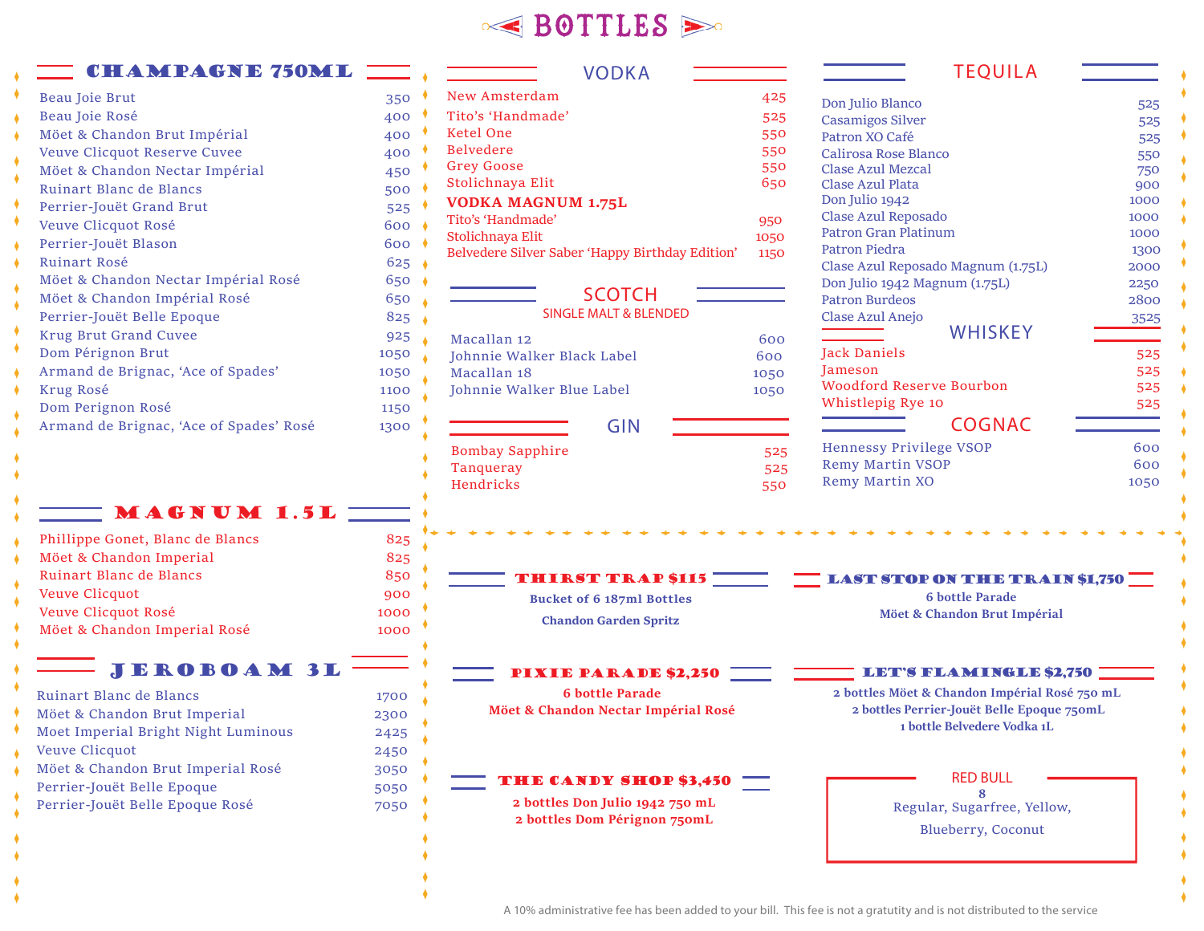# BOTTLES

## CHAMPAGNE 750ML

| | |
|---|---|
| Beau Joie Brut | 350 |
| Beau Joie Rosé | 400 |
| Möet & Chandon Brut Impérial | 400 |
| Veuve Clicquot Reserve Cuvee | 400 |
| Möet & Chandon Nectar Impérial | 450 |
| Ruinart Blanc de Blancs | 500 |
| Perrier-Jouët Grand Brut | 525 |
| Veuve Clicquot Rosé | 600 |
| Perrier-Jouët Blason | 600 |
| Ruinart Rosé | 625 |
| Möet & Chandon Nectar Impérial Rosé | 650 |
| Möet & Chandon Impérial Rosé | 650 |
| Perrier-Jouët Belle Epoque | 825 |
| Krug Brut Grand Cuvee | 925 |
| Dom Pérignon Brut | 1050 |
| Armand de Brignac, 'Ace of Spades' | 1050 |
| Krug Rosé | 1100 |
| Dom Perignon Rosé | 1150 |
| Armand de Brignac, 'Ace of Spades' Rosé | 1300 |

## MAGNUM 1.5L

| | |
|---|---|
| Phillippe Gonet, Blanc de Blancs | 825 |
| Möet & Chandon Imperial | 825 |
| Ruinart Blanc de Blancs | 850 |
| Veuve Clicquot | 900 |
| Veuve Clicquot Rosé | 1000 |
| Möet & Chandon Imperial Rosé | 1000 |

## JEROBOAM 3L

| | |
|---|---|
| Ruinart Blanc de Blancs | 1700 |
| Möet & Chandon Brut Imperial | 2300 |
| Moet Imperial Bright Night Luminous | 2425 |
| Veuve Clicquot | 2450 |
| Möet & Chandon Brut Imperial Rosé | 3050 |
| Perrier-Jouët Belle Epoque | 5050 |
| Perrier-Jouët Belle Epoque Rosé | 7050 |

## VODKA

| | |
|---|---|
| New Amsterdam | 425 |
| Tito's 'Handmade' | 525 |
| Ketel One | 550 |
| Belvedere | 550 |
| Grey Goose | 550 |
| Stolichnaya Elit | 650 |

### VODKA MAGNUM 1.75L

| | |
|---|---|
| Tito's 'Handmade' | 950 |
| Stolichnaya Elit | 1050 |
| Belvedere Silver Saber 'Happy Birthday Edition' | 1150 |

## SCOTCH

SINGLE MALT & BLENDED

| | |
|---|---|
| Macallan 12 | 600 |
| Johnnie Walker Black Label | 600 |
| Macallan 18 | 1050 |
| Johnnie Walker Blue Label | 1050 |

## GIN

| | |
|---|---|
| Bombay Sapphire | 525 |
| Tanqueray | 525 |
| Hendricks | 550 |

## TEQUILA

| | |
|---|---|
| Don Julio Blanco | 525 |
| Casamigos Silver | 525 |
| Patron XO Café | 525 |
| Calirosa Rose Blanco | 550 |
| Clase Azul Mezcal | 750 |
| Clase Azul Plata | 900 |
| Don Julio 1942 | 1000 |
| Clase Azul Reposado | 1000 |
| Patron Gran Platinum | 1000 |
| Patron Piedra | 1300 |
| Clase Azul Reposado Magnum (1.75L) | 2000 |
| Don Julio 1942 Magnum (1.75L) | 2250 |
| Patron Burdeos | 2800 |
| Clase Azul Anejo | 3525 |

## WHISKEY

| | |
|---|---|
| Jack Daniels | 525 |
| Jameson | 525 |
| Woodford Reserve Bourbon | 525 |
| Whistlepig Rye 10 | 525 |

## COGNAC

| | |
|---|---|
| Hennessy Privilege VSOP | 600 |
| Remy Martin VSOP | 600 |
| Remy Martin XO | 1050 |

## THIRST TRAP $115

**Bucket of 6 187ml Bottles**

**Chandon Garden Spritz**

## LAST STOP ON THE TRAIN $1,750

**6 bottle Parade**

**Möet & Chandon Brut Impérial**

## PIXIE PARADE $2,250

**6 bottle Parade**

**Möet & Chandon Nectar Impérial Rosé**

## LET'S FLAMINGLE $2,750

**2 bottles Möet & Chandon Impérial Rosé 750 mL**

**2 bottles Perrier-Jouët Belle Epoque 750mL**

**1 bottle Belvedere Vodka 1L**

## THE CANDY SHOP $3,450

**2 bottles Don Julio 1942 750 mL**

**2 bottles Dom Pérignon 750mL**

## RED BULL

8

Regular, Sugarfree, Yellow, Blueberry, Coconut

A 10% administrative fee has been added to your bill. This fee is not a gratuity and is not distributed to the service